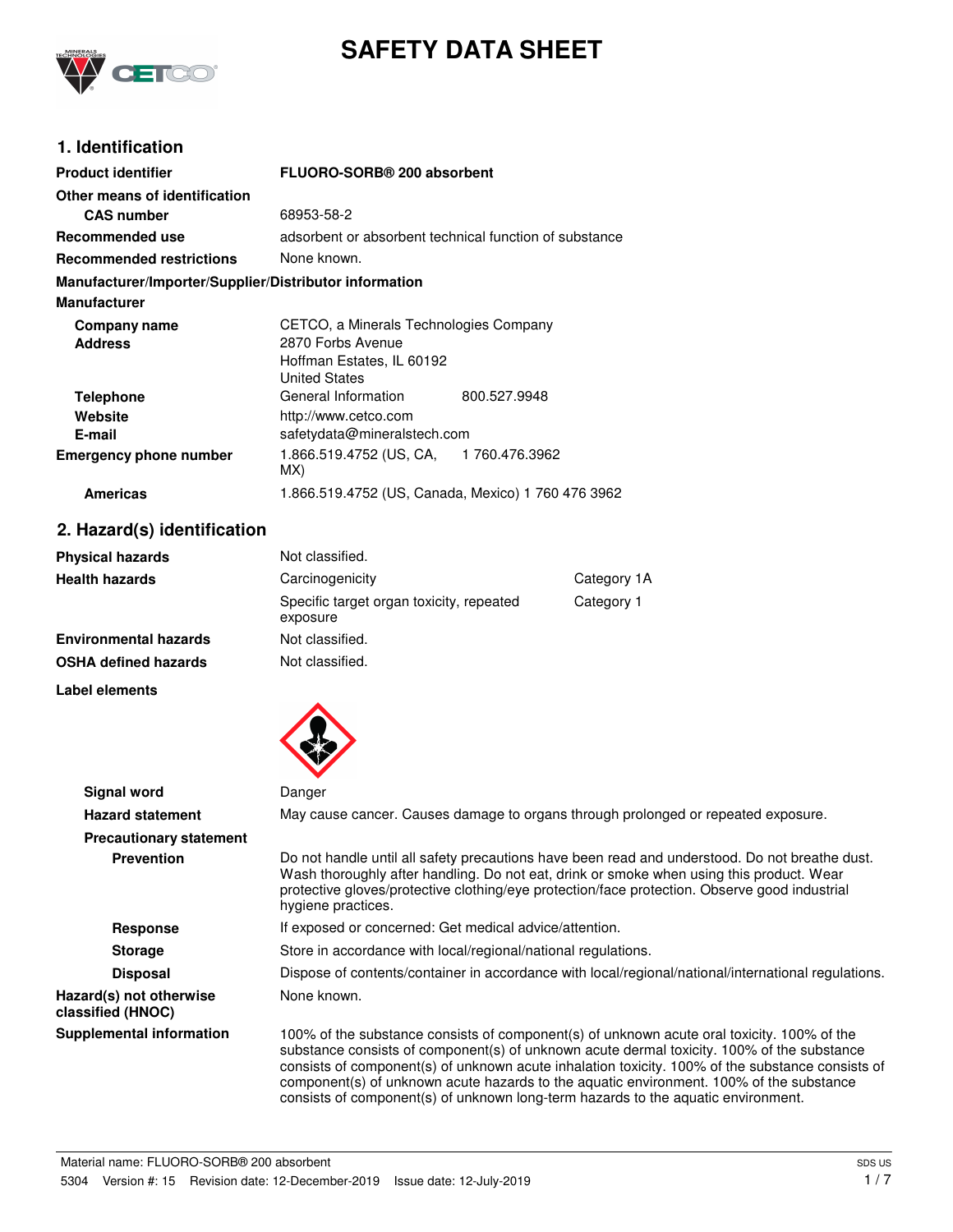# SAFETY DATA SHEET

## 1. Identification

| | |
|---|---|
| **Product identifier** | **FLUORO-SORB® 200 absorbent** |
| **Other means of identification** | |
| **CAS number** | 68953-58-2 |
| **Recommended use** | adsorbent or absorbent technical function of substance |
| **Recommended restrictions** | None known. |

**Manufacturer/Importer/Supplier/Distributor information**

**Manufacturer**

| | | |
|---|---|---|
| **Company name** | CETCO, a Minerals Technologies Company | |
| **Address** | 2870 Forbs Avenue<br>Hoffman Estates, IL 60192<br>United States | |
| **Telephone** | General Information | 800.527.9948 |
| **Website** | http://www.cetco.com | |
| **E-mail** | safetydata@mineralstech.com | |
| **Emergency phone number** | 1.866.519.4752 (US, CA, MX) | 1 760.476.3962 |
| **Americas** | 1.866.519.4752 (US, Canada, Mexico) 1 760 476 3962 | |

## 2. Hazard(s) identification

| | | |
|---|---|---|
| **Physical hazards** | Not classified. | |
| **Health hazards** | Carcinogenicity | Category 1A |
| | Specific target organ toxicity, repeated exposure | Category 1 |
| **Environmental hazards** | Not classified. | |
| **OSHA defined hazards** | Not classified. | |

**Label elements**

| | |
|---|---|
| **Signal word** | Danger |
| **Hazard statement** | May cause cancer. Causes damage to organs through prolonged or repeated exposure. |
| **Precautionary statement** | |
| **Prevention** | Do not handle until all safety precautions have been read and understood. Do not breathe dust. Wash thoroughly after handling. Do not eat, drink or smoke when using this product. Wear protective gloves/protective clothing/eye protection/face protection. Observe good industrial hygiene practices. |
| **Response** | If exposed or concerned: Get medical advice/attention. |
| **Storage** | Store in accordance with local/regional/national regulations. |
| **Disposal** | Dispose of contents/container in accordance with local/regional/national/international regulations. |
| **Hazard(s) not otherwise classified (HNOC)** | None known. |
| **Supplemental information** | 100% of the substance consists of component(s) of unknown acute oral toxicity. 100% of the substance consists of component(s) of unknown acute dermal toxicity. 100% of the substance consists of component(s) of unknown acute inhalation toxicity. 100% of the substance consists of component(s) of unknown acute hazards to the aquatic environment. 100% of the substance consists of component(s) of unknown long-term hazards to the aquatic environment. |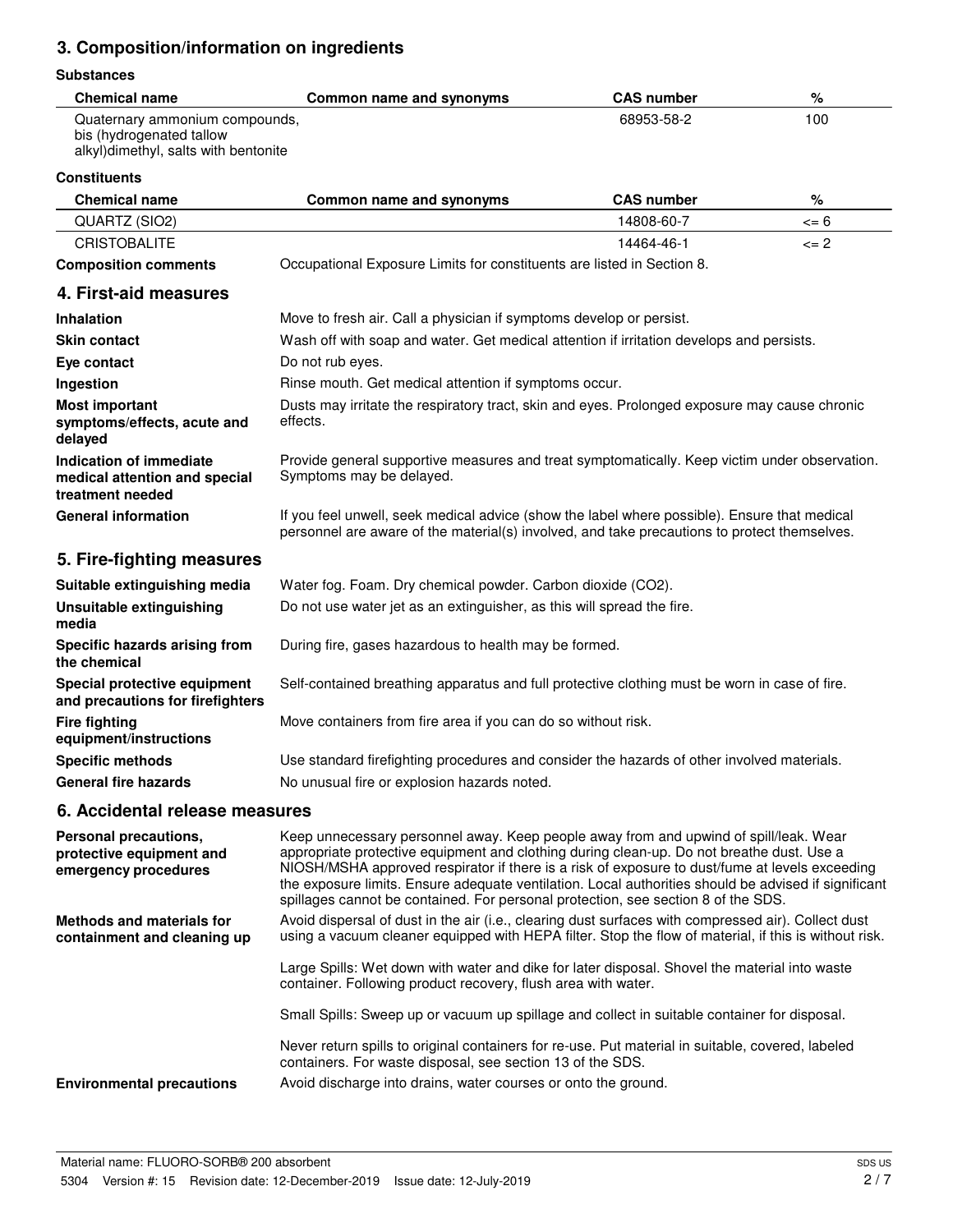## 3. Composition/information on ingredients

**Substances**

| Chemical name | Common name and synonyms | CAS number | % |
|---|---|---|---|
| Quaternary ammonium compounds, bis (hydrogenated tallow alkyl)dimethyl, salts with bentonite | | 68953-58-2 | 100 |

**Constituents**

| Chemical name | Common name and synonyms | CAS number | % |
|---|---|---|---|
| QUARTZ (SIO2) | | 14808-60-7 | <= 6 |
| CRISTOBALITE | | 14464-46-1 | <= 2 |

**Composition comments** Occupational Exposure Limits for constituents are listed in Section 8.

## 4. First-aid measures

**Inhalation** Move to fresh air. Call a physician if symptoms develop or persist.

**Skin contact** Wash off with soap and water. Get medical attention if irritation develops and persists.

**Eye contact** Do not rub eyes.

**Ingestion** Rinse mouth. Get medical attention if symptoms occur.

**Most important symptoms/effects, acute and delayed** Dusts may irritate the respiratory tract, skin and eyes. Prolonged exposure may cause chronic effects.

**Indication of immediate medical attention and special treatment needed** Provide general supportive measures and treat symptomatically. Keep victim under observation. Symptoms may be delayed.

**General information** If you feel unwell, seek medical advice (show the label where possible). Ensure that medical personnel are aware of the material(s) involved, and take precautions to protect themselves.

## 5. Fire-fighting measures

**Suitable extinguishing media** Water fog. Foam. Dry chemical powder. Carbon dioxide ($CO_2$).

**Unsuitable extinguishing media** Do not use water jet as an extinguisher, as this will spread the fire.

**Specific hazards arising from the chemical** During fire, gases hazardous to health may be formed.

**Special protective equipment and precautions for firefighters** Self-contained breathing apparatus and full protective clothing must be worn in case of fire.

**Fire fighting equipment/instructions** Move containers from fire area if you can do so without risk.

**Specific methods** Use standard firefighting procedures and consider the hazards of other involved materials.

**General fire hazards** No unusual fire or explosion hazards noted.

## 6. Accidental release measures

**Personal precautions, protective equipment and emergency procedures** Keep unnecessary personnel away. Keep people away from and upwind of spill/leak. Wear appropriate protective equipment and clothing during clean-up. Do not breathe dust. Use a NIOSH/MSHA approved respirator if there is a risk of exposure to dust/fume at levels exceeding the exposure limits. Ensure adequate ventilation. Local authorities should be advised if significant spillages cannot be contained. For personal protection, see section 8 of the SDS.

**Methods and materials for containment and cleaning up** Avoid dispersal of dust in the air (i.e., clearing dust surfaces with compressed air). Collect dust using a vacuum cleaner equipped with HEPA filter. Stop the flow of material, if this is without risk.

Large Spills: Wet down with water and dike for later disposal. Shovel the material into waste container. Following product recovery, flush area with water.

Small Spills: Sweep up or vacuum up spillage and collect in suitable container for disposal.

Never return spills to original containers for re-use. Put material in suitable, covered, labeled containers. For waste disposal, see section 13 of the SDS.

**Environmental precautions** Avoid discharge into drains, water courses or onto the ground.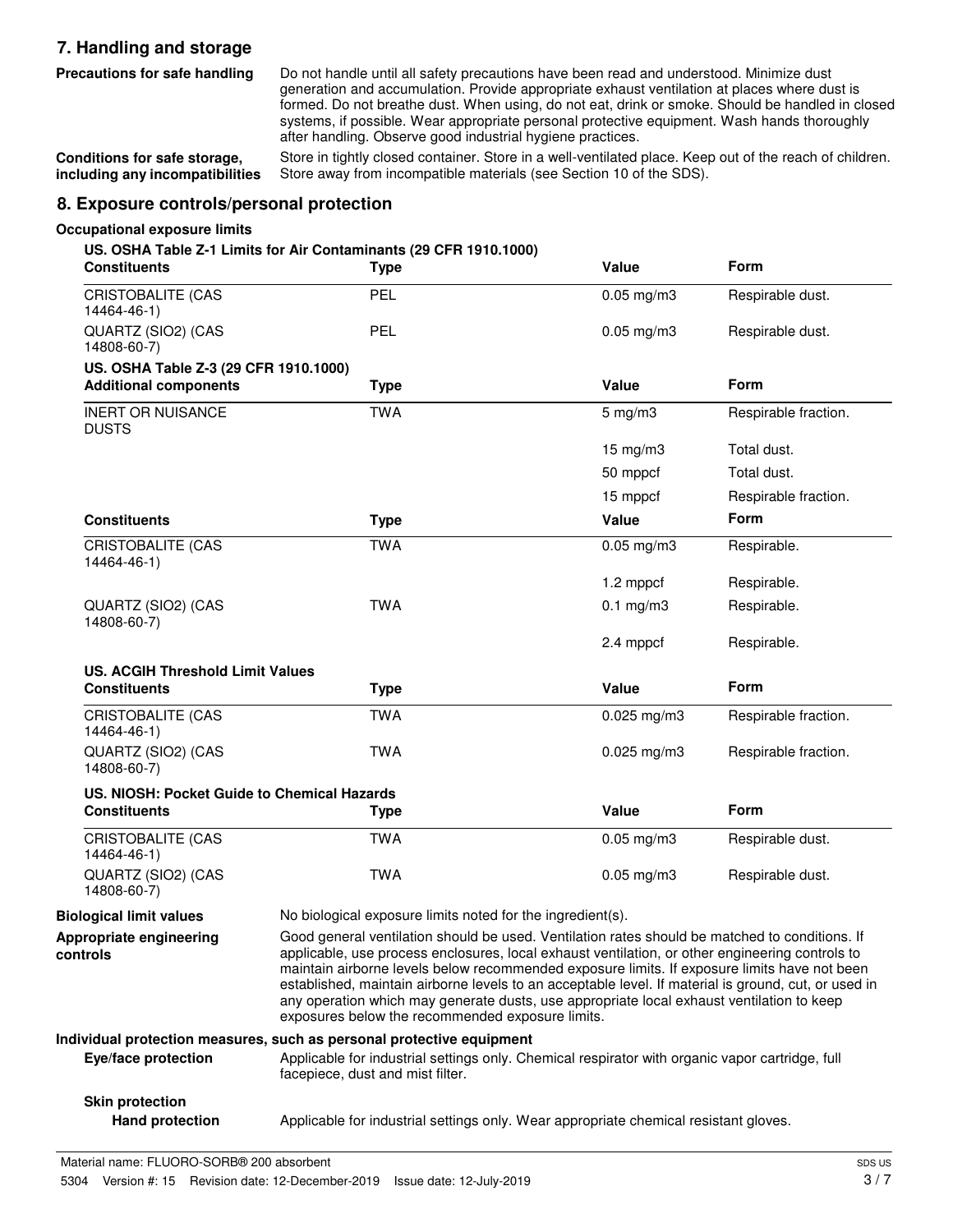## 7. Handling and storage

**Precautions for safe handling**
Do not handle until all safety precautions have been read and understood. Minimize dust generation and accumulation. Provide appropriate exhaust ventilation at places where dust is formed. Do not breathe dust. When using, do not eat, drink or smoke. Should be handled in closed systems, if possible. Wear appropriate personal protective equipment. Wash hands thoroughly after handling. Observe good industrial hygiene practices.

**Conditions for safe storage, including any incompatibilities**
Store in tightly closed container. Store in a well-ventilated place. Keep out of the reach of children. Store away from incompatible materials (see Section 10 of the SDS).

## 8. Exposure controls/personal protection

**Occupational exposure limits**

**US. OSHA Table Z-1 Limits for Air Contaminants (29 CFR 1910.1000)**

| Constituents | Type | Value | Form |
|---|---|---|---|
| CRISTOBALITE (CAS 14464-46-1) | PEL | 0.05 mg/m3 | Respirable dust. |
| QUARTZ (SIO2) (CAS 14808-60-7) | PEL | 0.05 mg/m3 | Respirable dust. |

**US. OSHA Table Z-3 (29 CFR 1910.1000)**

| Additional components | Type | Value | Form |
|---|---|---|---|
| INERT OR NUISANCE DUSTS | TWA | 5 mg/m3 | Respirable fraction. |
| | | 15 mg/m3 | Total dust. |
| | | 50 mppcf | Total dust. |
| | | 15 mppcf | Respirable fraction. |

| Constituents | Type | Value | Form |
|---|---|---|---|
| CRISTOBALITE (CAS 14464-46-1) | TWA | 0.05 mg/m3 | Respirable. |
| | | 1.2 mppcf | Respirable. |
| QUARTZ (SIO2) (CAS 14808-60-7) | TWA | 0.1 mg/m3 | Respirable. |
| | | 2.4 mppcf | Respirable. |

**US. ACGIH Threshold Limit Values**

| Constituents | Type | Value | Form |
|---|---|---|---|
| CRISTOBALITE (CAS 14464-46-1) | TWA | 0.025 mg/m3 | Respirable fraction. |
| QUARTZ (SIO2) (CAS 14808-60-7) | TWA | 0.025 mg/m3 | Respirable fraction. |

**US. NIOSH: Pocket Guide to Chemical Hazards**

| Constituents | Type | Value | Form |
|---|---|---|---|
| CRISTOBALITE (CAS 14464-46-1) | TWA | 0.05 mg/m3 | Respirable dust. |
| QUARTZ (SIO2) (CAS 14808-60-7) | TWA | 0.05 mg/m3 | Respirable dust. |

**Biological limit values**
No biological exposure limits noted for the ingredient(s).

**Appropriate engineering controls**
Good general ventilation should be used. Ventilation rates should be matched to conditions. If applicable, use process enclosures, local exhaust ventilation, or other engineering controls to maintain airborne levels below recommended exposure limits. If exposure limits have not been established, maintain airborne levels to an acceptable level. If material is ground, cut, or used in any operation which may generate dusts, use appropriate local exhaust ventilation to keep exposures below the recommended exposure limits.

**Individual protection measures, such as personal protective equipment**

**Eye/face protection**
Applicable for industrial settings only. Chemical respirator with organic vapor cartridge, full facepiece, dust and mist filter.

**Skin protection**

**Hand protection**
Applicable for industrial settings only. Wear appropriate chemical resistant gloves.

Material name: FLUORO-SORB® 200 absorbent

5304 Version #: 15 Revision date: 12-December-2019 Issue date: 12-July-2019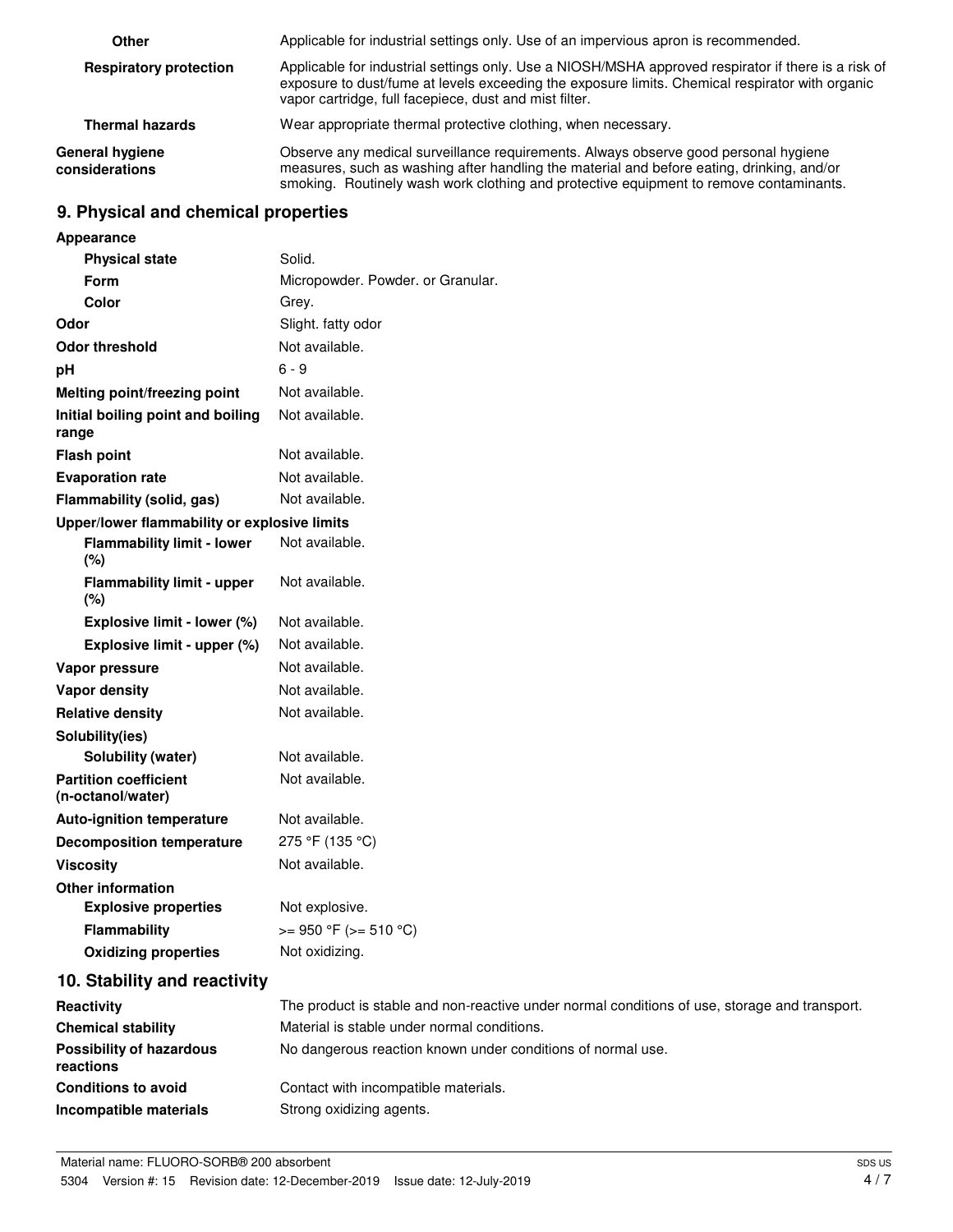| | |
|---|---|
| **Other** | Applicable for industrial settings only. Use of an impervious apron is recommended. |
| **Respiratory protection** | Applicable for industrial settings only. Use a NIOSH/MSHA approved respirator if there is a risk of exposure to dust/fume at levels exceeding the exposure limits. Chemical respirator with organic vapor cartridge, full facepiece, dust and mist filter. |
| **Thermal hazards** | Wear appropriate thermal protective clothing, when necessary. |
| **General hygiene considerations** | Observe any medical surveillance requirements. Always observe good personal hygiene measures, such as washing after handling the material and before eating, drinking, and/or smoking. Routinely wash work clothing and protective equipment to remove contaminants. |

## 9. Physical and chemical properties

| | |
|---|---|
| **Appearance** | |
| **Physical state** | Solid. |
| **Form** | Micropowder. Powder. or Granular. |
| **Color** | Grey. |
| **Odor** | Slight. fatty odor |
| **Odor threshold** | Not available. |
| **pH** | 6 - 9 |
| **Melting point/freezing point** | Not available. |
| **Initial boiling point and boiling range** | Not available. |
| **Flash point** | Not available. |
| **Evaporation rate** | Not available. |
| **Flammability (solid, gas)** | Not available. |
| **Upper/lower flammability or explosive limits** | |
| **Flammability limit - lower (%)** | Not available. |
| **Flammability limit - upper (%)** | Not available. |
| **Explosive limit - lower (%)** | Not available. |
| **Explosive limit - upper (%)** | Not available. |
| **Vapor pressure** | Not available. |
| **Vapor density** | Not available. |
| **Relative density** | Not available. |
| **Solubility(ies)** | |
| **Solubility (water)** | Not available. |
| **Partition coefficient (n-octanol/water)** | Not available. |
| **Auto-ignition temperature** | Not available. |
| **Decomposition temperature** | 275 °F (135 °C) |
| **Viscosity** | Not available. |
| **Other information** | |
| **Explosive properties** | Not explosive. |
| **Flammability** | >= 950 °F (>= 510 °C) |
| **Oxidizing properties** | Not oxidizing. |

## 10. Stability and reactivity

| | |
|---|---|
| **Reactivity** | The product is stable and non-reactive under normal conditions of use, storage and transport. |
| **Chemical stability** | Material is stable under normal conditions. |
| **Possibility of hazardous reactions** | No dangerous reaction known under conditions of normal use. |
| **Conditions to avoid** | Contact with incompatible materials. |
| **Incompatible materials** | Strong oxidizing agents. |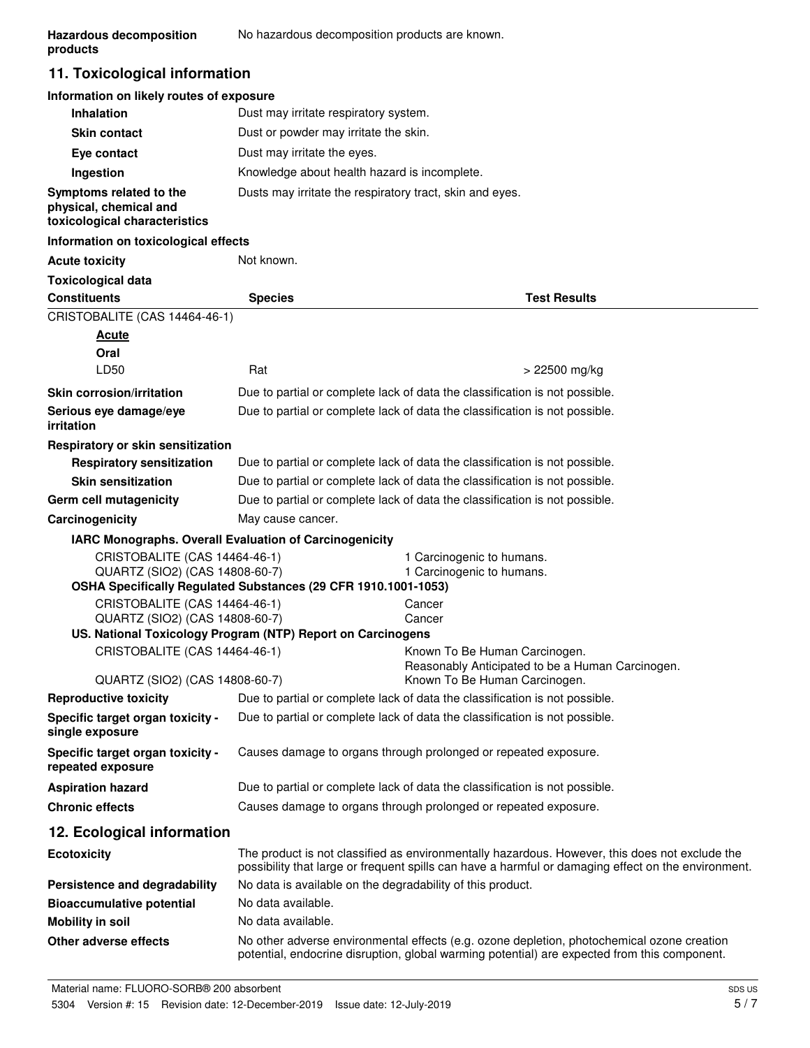**Hazardous decomposition products**: No hazardous decomposition products are known.

## 11. Toxicological information

**Information on likely routes of exposure**

| | |
|---|---|
| **Inhalation** | Dust may irritate respiratory system. |
| **Skin contact** | Dust or powder may irritate the skin. |
| **Eye contact** | Dust may irritate the eyes. |
| **Ingestion** | Knowledge about health hazard is incomplete. |
| **Symptoms related to the physical, chemical and toxicological characteristics** | Dusts may irritate the respiratory tract, skin and eyes. |

**Information on toxicological effects**

**Acute toxicity**: Not known.

**Toxicological data**

| Constituents | Species | Test Results |
|---|---|---|
| CRISTOBALITE (CAS 14464-46-1) | | |
| ***Acute*** | | |
| **Oral** | | |
| LD50 | Rat | > 22500 mg/kg |

| | |
|---|---|
| **Skin corrosion/irritation** | Due to partial or complete lack of data the classification is not possible. |
| **Serious eye damage/eye irritation** | Due to partial or complete lack of data the classification is not possible. |

**Respiratory or skin sensitization**

| | |
|---|---|
| **Respiratory sensitization** | Due to partial or complete lack of data the classification is not possible. |
| **Skin sensitization** | Due to partial or complete lack of data the classification is not possible. |
| **Germ cell mutagenicity** | Due to partial or complete lack of data the classification is not possible. |
| **Carcinogenicity** | May cause cancer. |

**IARC Monographs. Overall Evaluation of Carcinogenicity**

| | |
|---|---|
| CRISTOBALITE (CAS 14464-46-1) | 1 Carcinogenic to humans. |
| QUARTZ (SIO2) (CAS 14808-60-7) | 1 Carcinogenic to humans. |

**OSHA Specifically Regulated Substances (29 CFR 1910.1001-1053)**

| | |
|---|---|
| CRISTOBALITE (CAS 14464-46-1) | Cancer |
| QUARTZ (SIO2) (CAS 14808-60-7) | Cancer |

**US. National Toxicology Program (NTP) Report on Carcinogens**

| | |
|---|---|
| CRISTOBALITE (CAS 14464-46-1) | Known To Be Human Carcinogen. Reasonably Anticipated to be a Human Carcinogen. |
| QUARTZ (SIO2) (CAS 14808-60-7) | Known To Be Human Carcinogen. |

| | |
|---|---|
| **Reproductive toxicity** | Due to partial or complete lack of data the classification is not possible. |
| **Specific target organ toxicity - single exposure** | Due to partial or complete lack of data the classification is not possible. |
| **Specific target organ toxicity - repeated exposure** | Causes damage to organs through prolonged or repeated exposure. |
| **Aspiration hazard** | Due to partial or complete lack of data the classification is not possible. |
| **Chronic effects** | Causes damage to organs through prolonged or repeated exposure. |

## 12. Ecological information

| | |
|---|---|
| **Ecotoxicity** | The product is not classified as environmentally hazardous. However, this does not exclude the possibility that large or frequent spills can have a harmful or damaging effect on the environment. |
| **Persistence and degradability** | No data is available on the degradability of this product. |
| **Bioaccumulative potential** | No data available. |
| **Mobility in soil** | No data available. |
| **Other adverse effects** | No other adverse environmental effects (e.g. ozone depletion, photochemical ozone creation potential, endocrine disruption, global warming potential) are expected from this component. |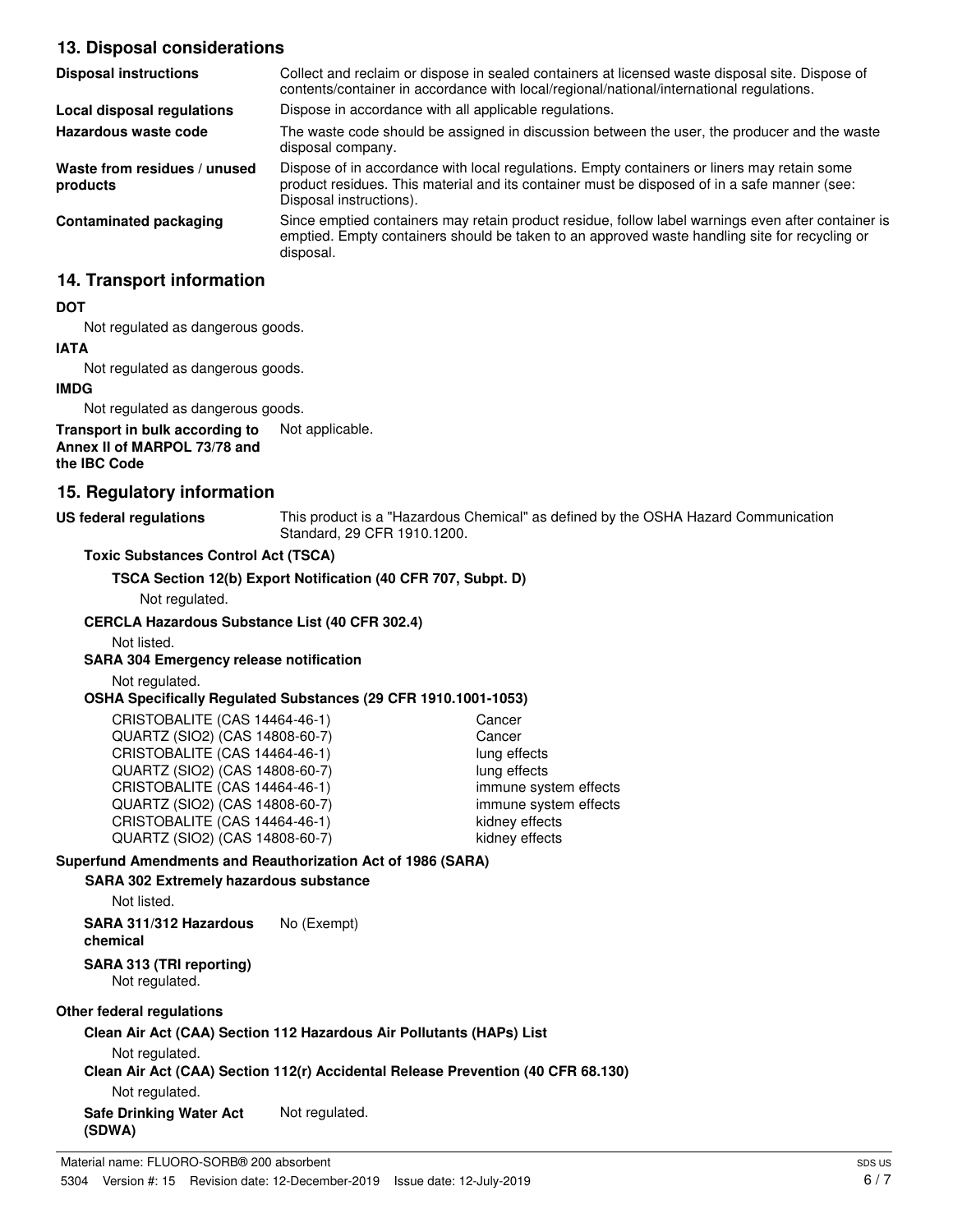## 13. Disposal considerations

| | |
|---|---|
| **Disposal instructions** | Collect and reclaim or dispose in sealed containers at licensed waste disposal site. Dispose of contents/container in accordance with local/regional/national/international regulations. |
| **Local disposal regulations** | Dispose in accordance with all applicable regulations. |
| **Hazardous waste code** | The waste code should be assigned in discussion between the user, the producer and the waste disposal company. |
| **Waste from residues / unused products** | Dispose of in accordance with local regulations. Empty containers or liners may retain some product residues. This material and its container must be disposed of in a safe manner (see: Disposal instructions). |
| **Contaminated packaging** | Since emptied containers may retain product residue, follow label warnings even after container is emptied. Empty containers should be taken to an approved waste handling site for recycling or disposal. |

## 14. Transport information

**DOT**

Not regulated as dangerous goods.

**IATA**

Not regulated as dangerous goods.

**IMDG**

Not regulated as dangerous goods.

**Transport in bulk according to Annex II of MARPOL 73/78 and the IBC Code** Not applicable.

## 15. Regulatory information

**US federal regulations** This product is a "Hazardous Chemical" as defined by the OSHA Hazard Communication Standard, 29 CFR 1910.1200.

**Toxic Substances Control Act (TSCA)**

**TSCA Section 12(b) Export Notification (40 CFR 707, Subpt. D)**

Not regulated.

**CERCLA Hazardous Substance List (40 CFR 302.4)**

Not listed.

**SARA 304 Emergency release notification**

Not regulated.

**OSHA Specifically Regulated Substances (29 CFR 1910.1001-1053)**

| | |
|---|---|
| CRISTOBALITE (CAS 14464-46-1) | Cancer |
| QUARTZ (SIO2) (CAS 14808-60-7) | Cancer |
| CRISTOBALITE (CAS 14464-46-1) | lung effects |
| QUARTZ (SIO2) (CAS 14808-60-7) | lung effects |
| CRISTOBALITE (CAS 14464-46-1) | immune system effects |
| QUARTZ (SIO2) (CAS 14808-60-7) | immune system effects |
| CRISTOBALITE (CAS 14464-46-1) | kidney effects |
| QUARTZ (SIO2) (CAS 14808-60-7) | kidney effects |

**Superfund Amendments and Reauthorization Act of 1986 (SARA)**

**SARA 302 Extremely hazardous substance**

Not listed.

**SARA 311/312 Hazardous chemical** No (Exempt)

**SARA 313 (TRI reporting)**

Not regulated.

**Other federal regulations**

**Clean Air Act (CAA) Section 112 Hazardous Air Pollutants (HAPs) List**

Not regulated.

**Clean Air Act (CAA) Section 112(r) Accidental Release Prevention (40 CFR 68.130)**

Not regulated.

**Safe Drinking Water Act (SDWA)** Not regulated.

Material name: FLUORO-SORB® 200 absorbent

5304 Version #: 15 Revision date: 12-December-2019 Issue date: 12-July-2019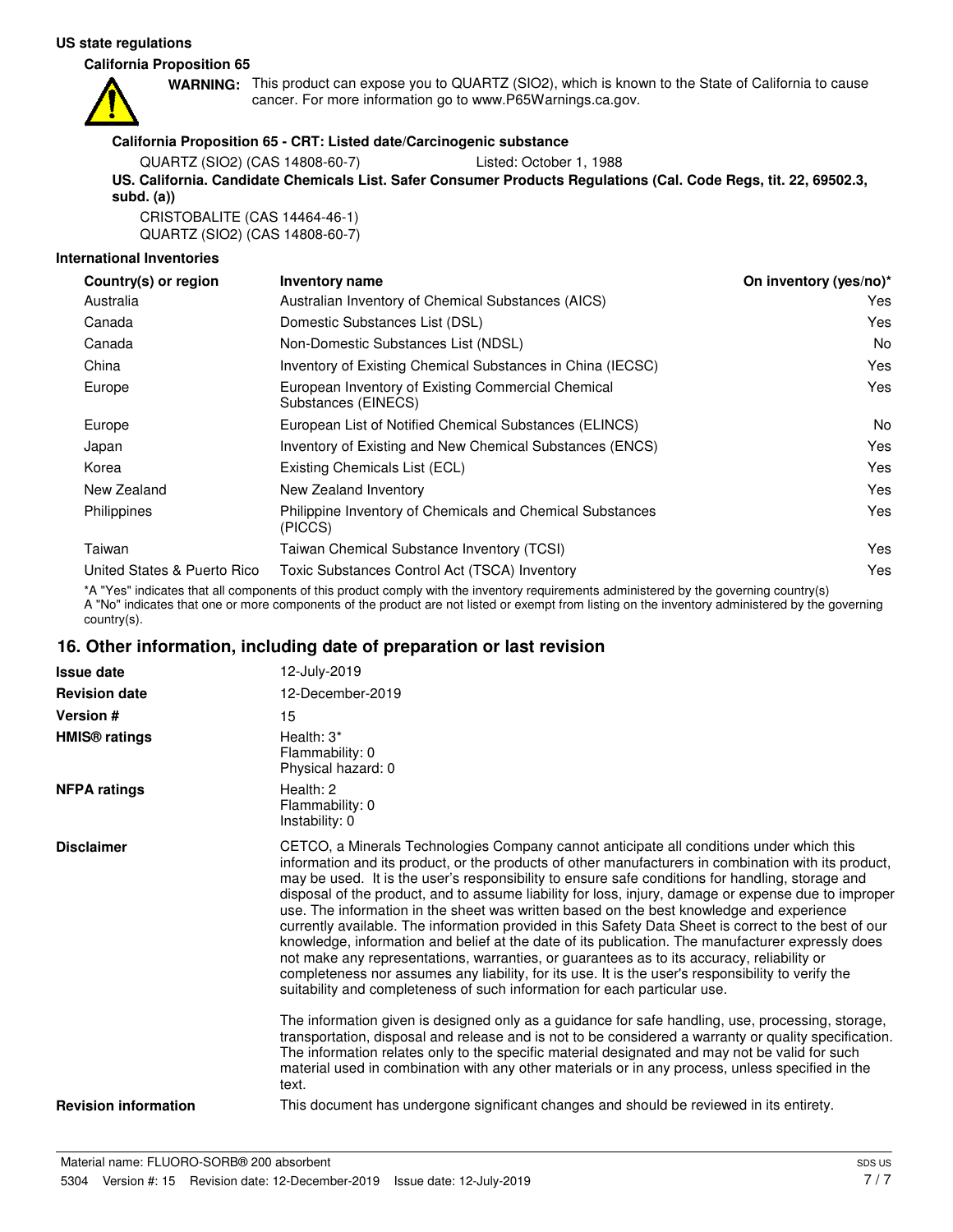**US state regulations**

**California Proposition 65**

**WARNING:** This product can expose you to QUARTZ (SIO2), which is known to the State of California to cause cancer. For more information go to www.P65Warnings.ca.gov.

**California Proposition 65 - CRT: Listed date/Carcinogenic substance**

QUARTZ (SIO2) (CAS 14808-60-7) Listed: October 1, 1988

**US. California. Candidate Chemicals List. Safer Consumer Products Regulations (Cal. Code Regs, tit. 22, 69502.3, subd. (a))**

CRISTOBALITE (CAS 14464-46-1)
QUARTZ (SIO2) (CAS 14808-60-7)

**International Inventories**

| Country(s) or region | Inventory name | On inventory (yes/no)* |
|---|---|---|
| Australia | Australian Inventory of Chemical Substances (AICS) | Yes |
| Canada | Domestic Substances List (DSL) | Yes |
| Canada | Non-Domestic Substances List (NDSL) | No |
| China | Inventory of Existing Chemical Substances in China (IECSC) | Yes |
| Europe | European Inventory of Existing Commercial Chemical Substances (EINECS) | Yes |
| Europe | European List of Notified Chemical Substances (ELINCS) | No |
| Japan | Inventory of Existing and New Chemical Substances (ENCS) | Yes |
| Korea | Existing Chemicals List (ECL) | Yes |
| New Zealand | New Zealand Inventory | Yes |
| Philippines | Philippine Inventory of Chemicals and Chemical Substances (PICCS) | Yes |
| Taiwan | Taiwan Chemical Substance Inventory (TCSI) | Yes |
| United States & Puerto Rico | Toxic Substances Control Act (TSCA) Inventory | Yes |

*A "Yes" indicates that all components of this product comply with the inventory requirements administered by the governing country(s)
A "No" indicates that one or more components of the product are not listed or exempt from listing on the inventory administered by the governing country(s).

## 16. Other information, including date of preparation or last revision

**Issue date** 12-July-2019

**Revision date** 12-December-2019

**Version #** 15

**HMIS® ratings**
Health: 3*
Flammability: 0
Physical hazard: 0

**NFPA ratings**
Health: 2
Flammability: 0
Instability: 0

**Disclaimer**

CETCO, a Minerals Technologies Company cannot anticipate all conditions under which this information and its product, or the products of other manufacturers in combination with its product, may be used. It is the user's responsibility to ensure safe conditions for handling, storage and disposal of the product, and to assume liability for loss, injury, damage or expense due to improper use. The information in the sheet was written based on the best knowledge and experience currently available. The information provided in this Safety Data Sheet is correct to the best of our knowledge, information and belief at the date of its publication. The manufacturer expressly does not make any representations, warranties, or guarantees as to its accuracy, reliability or completeness nor assumes any liability, for its use. It is the user's responsibility to verify the suitability and completeness of such information for each particular use.

The information given is designed only as a guidance for safe handling, use, processing, storage, transportation, disposal and release and is not to be considered a warranty or quality specification. The information relates only to the specific material designated and may not be valid for such material used in combination with any other materials or in any process, unless specified in the text.

**Revision information** This document has undergone significant changes and should be reviewed in its entirety.